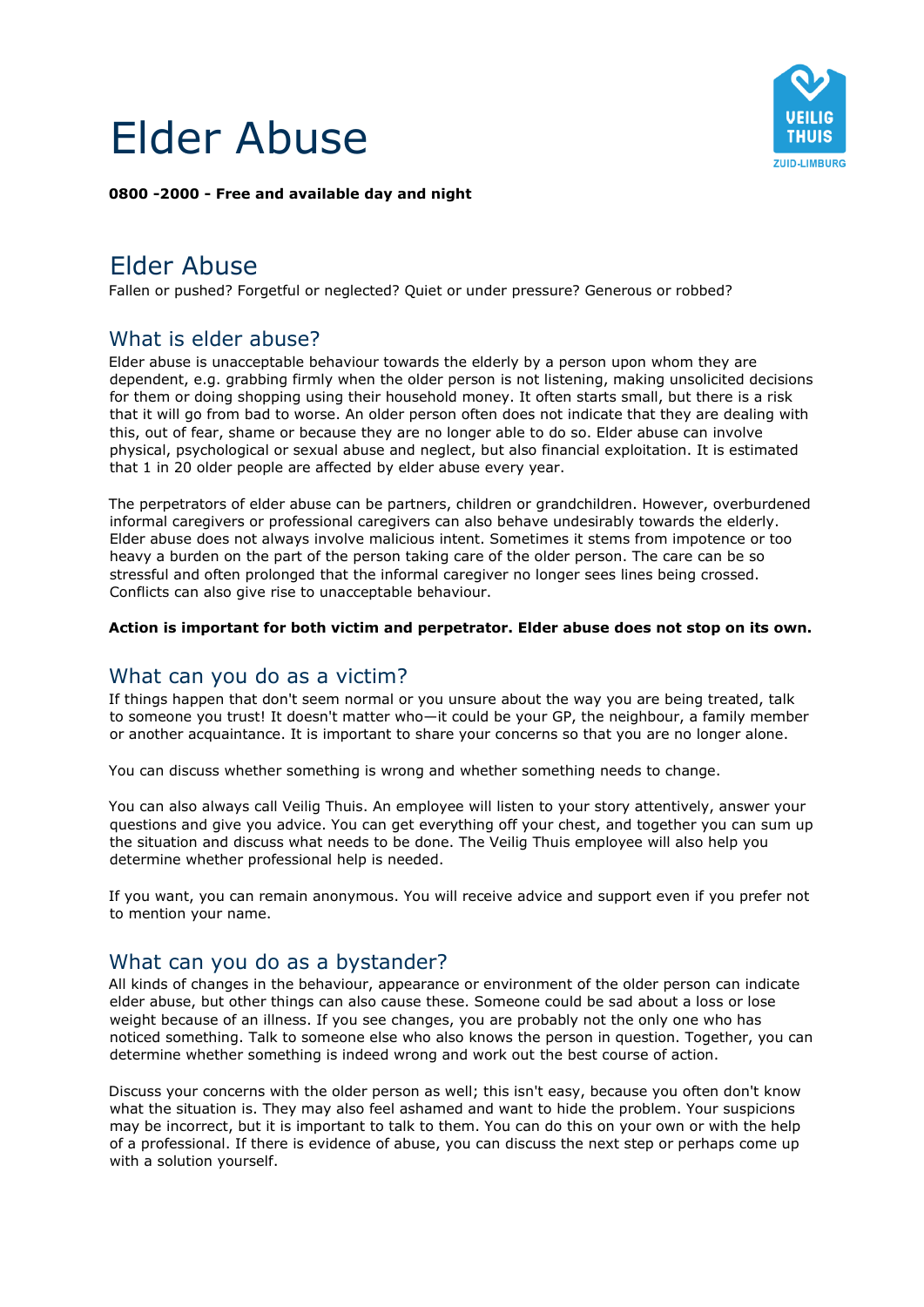# Elder Abuse

**0800 -2000 - Free and available day and night**

## Elder Abuse

Fallen or pushed? Forgetful or neglected? Quiet or under pressure? Generous or robbed?

## What is elder abuse?

Elder abuse is unacceptable behaviour towards the elderly by a person upon whom they are dependent, e.g. grabbing firmly when the older person is not listening, making unsolicited decisions for them or doing shopping using their household money. It often starts small, but there is a risk that it will go from bad to worse. An older person often does not indicate that they are dealing with this, out of fear, shame or because they are no longer able to do so. Elder abuse can involve physical, psychological or sexual abuse and neglect, but also financial exploitation. It is estimated that 1 in 20 older people are affected by elder abuse every year.

The perpetrators of elder abuse can be partners, children or grandchildren. However, overburdened informal caregivers or professional caregivers can also behave undesirably towards the elderly. Elder abuse does not always involve malicious intent. Sometimes it stems from impotence or too heavy a burden on the part of the person taking care of the older person. The care can be so stressful and often prolonged that the informal caregiver no longer sees lines being crossed. Conflicts can also give rise to unacceptable behaviour.

**Action is important for both victim and perpetrator. Elder abuse does not stop on its own.**

## What can you do as a victim?

If things happen that don't seem normal or you unsure about the way you are being treated, talk to someone you trust! It doesn't matter who—it could be your GP, the neighbour, a family member or another acquaintance. It is important to share your concerns so that you are no longer alone.

You can discuss whether something is wrong and whether something needs to change.

You can also always call Veilig Thuis. An employee will listen to your story attentively, answer your questions and give you advice. You can get everything off your chest, and together you can sum up the situation and discuss what needs to be done. The Veilig Thuis employee will also help you determine whether professional help is needed.

If you want, you can remain anonymous. You will receive advice and support even if you prefer not to mention your name.

## What can you do as a bystander?

All kinds of changes in the behaviour, appearance or environment of the older person can indicate elder abuse, but other things can also cause these. Someone could be sad about a loss or lose weight because of an illness. If you see changes, you are probably not the only one who has noticed something. Talk to someone else who also knows the person in question. Together, you can determine whether something is indeed wrong and work out the best course of action.

Discuss your concerns with the older person as well; this isn't easy, because you often don't know what the situation is. They may also feel ashamed and want to hide the problem. Your suspicions may be incorrect, but it is important to talk to them. You can do this on your own or with the help of a professional. If there is evidence of abuse, you can discuss the next step or perhaps come up with a solution yourself.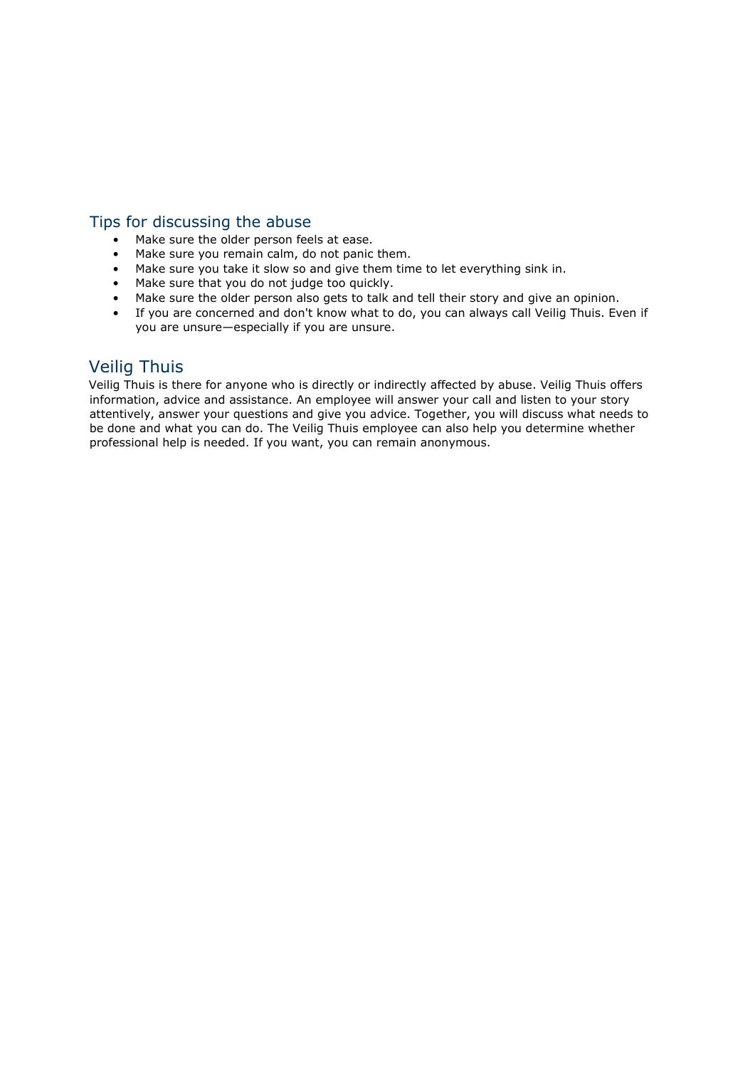## Tips for discussing the abuse

- Make sure the older person feels at ease.
- Make sure you remain calm, do not panic them.
- Make sure you take it slow so and give them time to let everything sink in.
- Make sure that you do not judge too quickly.
- Make sure the older person also gets to talk and tell their story and give an opinion.
- If you are concerned and don't know what to do, you can always call Veilig Thuis. Even if you are unsure—especially if you are unsure.

## Veilig Thuis

Veilig Thuis is there for anyone who is directly or indirectly affected by abuse. Veilig Thuis offers information, advice and assistance. An employee will answer your call and listen to your story attentively, answer your questions and give you advice. Together, you will discuss what needs to be done and what you can do. The Veilig Thuis employee can also help you determine whether professional help is needed. If you want, you can remain anonymous.